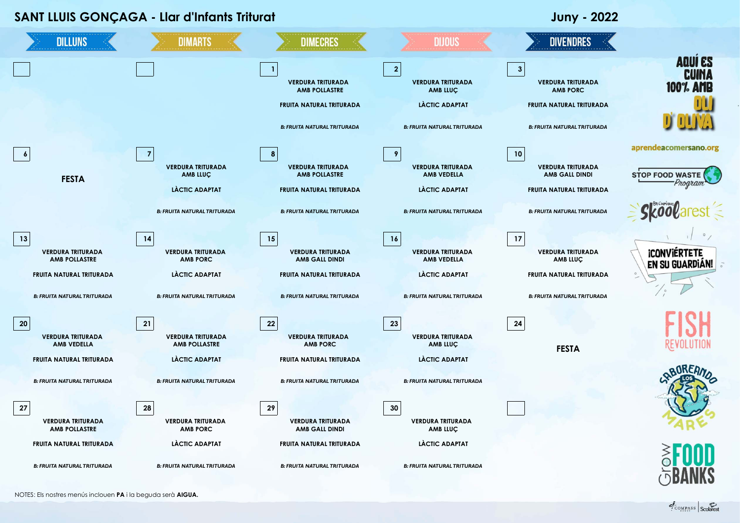# SANT LLUIS GONÇAGA - Llar d'Infants Triturat

## Juny - 2022

| DILLUNS | DIMARTS | DIMECRES | DIJOUS | DIVENDRES |
|---|---|---|---|---|
| | | **1** VERDURA TRITURADA AMB POLLASTRE<br>FRUITA NATURAL TRITURADA<br>*B: FRUITA NATURAL TRITURADA* | **2** VERDURA TRITURADA AMB LLUÇ<br>LÀCTIC ADAPTAT<br>*B: FRUITA NATURAL TRITURADA* | **3** VERDURA TRITURADA AMB PORC<br>FRUITA NATURAL TRITURADA<br>*B: FRUITA NATURAL TRITURADA* |
| **6** FESTA | **7** VERDURA TRITURADA AMB LLUÇ<br>LÀCTIC ADAPTAT<br>*B: FRUITA NATURAL TRITURADA* | **8** VERDURA TRITURADA AMB POLLASTRE<br>FRUITA NATURAL TRITURADA<br>*B: FRUITA NATURAL TRITURADA* | **9** VERDURA TRITURADA AMB VEDELLA<br>LÀCTIC ADAPTAT<br>*B: FRUITA NATURAL TRITURADA* | **10** VERDURA TRITURADA AMB GALL DINDI<br>FRUITA NATURAL TRITURADA<br>*B: FRUITA NATURAL TRITURADA* |
| **13** VERDURA TRITURADA AMB POLLASTRE<br>FRUITA NATURAL TRITURADA<br>*B: FRUITA NATURAL TRITURADA* | **14** VERDURA TRITURADA AMB PORC<br>LÀCTIC ADAPTAT<br>*B: FRUITA NATURAL TRITURADA* | **15** VERDURA TRITURADA AMB GALL DINDI<br>FRUITA NATURAL TRITURADA<br>*B: FRUITA NATURAL TRITURADA* | **16** VERDURA TRITURADA AMB VEDELLA<br>LÀCTIC ADAPTAT<br>*B: FRUITA NATURAL TRITURADA* | **17** VERDURA TRITURADA AMB LLUÇ<br>FRUITA NATURAL TRITURADA<br>*B: FRUITA NATURAL TRITURADA* |
| **20** VERDURA TRITURADA AMB VEDELLA<br>FRUITA NATURAL TRITURADA<br>*B: FRUITA NATURAL TRITURADA* | **21** VERDURA TRITURADA AMB POLLASTRE<br>LÀCTIC ADAPTAT<br>*B: FRUITA NATURAL TRITURADA* | **22** VERDURA TRITURADA AMB PORC<br>FRUITA NATURAL TRITURADA<br>*B: FRUITA NATURAL TRITURADA* | **23** VERDURA TRITURADA AMB LLUÇ<br>LÀCTIC ADAPTAT<br>*B: FRUITA NATURAL TRITURADA* | **24** FESTA |
| **27** VERDURA TRITURADA AMB POLLASTRE<br>FRUITA NATURAL TRITURADA<br>*B: FRUITA NATURAL TRITURADA* | **28** VERDURA TRITURADA AMB PORC<br>LÀCTIC ADAPTAT<br>*B: FRUITA NATURAL TRITURADA* | **29** VERDURA TRITURADA AMB GALL DINDI<br>FRUITA NATURAL TRITURADA<br>*B: FRUITA NATURAL TRITURADA* | **30** VERDURA TRITURADA AMB LLUÇ<br>LÀCTIC ADAPTAT<br>*B: FRUITA NATURAL TRITURADA* | |

NOTES: Els nostres menús inclouen **PA** i la beguda serà **AIGUA.**

AQUÍ ES CUINA 100% AMB OLI D' OLIVA

aprendeacomersano.org

STOP FOOD WASTE Program

Skoolarest

¡CONVIÉRTETE EN SU GUARDIÁN!

FISH REVOLUTION

SABOREANDO LOS MARES

Grow FOOD BANKS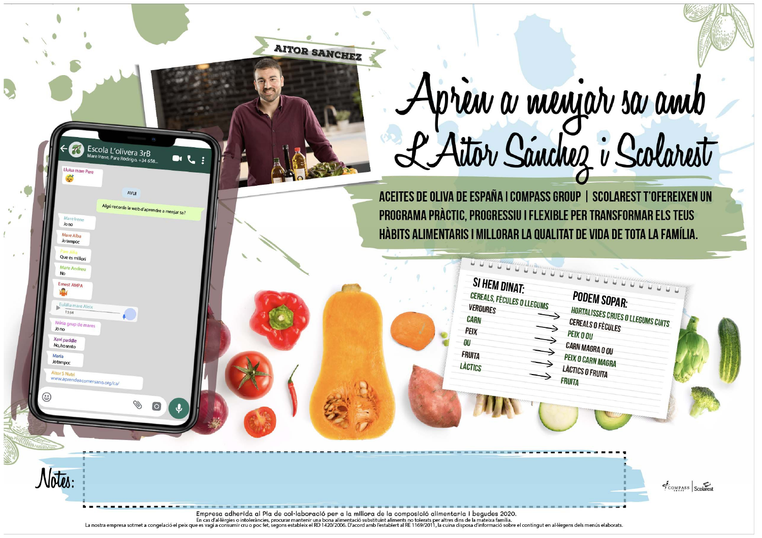# Aprèn a menjar sa amb L'Aitor Sánchez i Scolarest

AITOR SANCHEZ

ACEITES DE OLIVA DE ESPAÑA | COMPASS GROUP | SCOLAREST T'OFEREIXEN UN PROGRAMA PRÀCTIC, PROGRESSIU I FLEXIBLE PER TRANSFORMAR ELS TEUS HÀBITS ALIMENTARIS I MILLORAR LA QUALITAT DE VIDA DE TOTA LA FAMÍLIA.

Escola L'olivera 3rB
Mare Irene, Pare Rodrigo, +34 658...

Lluïsa mare Pere

AVUI

Algú recorda la web d'aprendre a menjar sa?

Mare Irene
Jo no

Mare Alba
Jo tampoc

Pare Alba
Que es millori

Mare Andreu
No

Ernest AMPA

Eulàlia mare Aleix
13:54

Núria grup de mares
Jo no

Xavi paddle
No, ho sento

Maria
Jo tampoc

Aitor S Nutri
www.aprendeacomersano.org/ca/

| SI HEM DINAT: | PODEM SOPAR: |
| --- | --- |
| CEREALS, FÈCULES O LLEGUMS | HORTALISSES CRUES O LLEGUMS CUITS |
| VERDURES | CEREALS O FÈCULES |
| CARN | PEIX O OU |
| PEIX | CARN MAGRA O OU |
| OU | PEIX O CARN MAGRA |
| FRUITA | LÀCTICS O FRUITA |
| LÀCTICS | FRUITA |

Notes:

COMPASS GROUP | Scolarest

Empresa adherida al Pla de col·laboració per a la millora de la composició alimentària i begudes 2020.
En cas d'al·lèrgies o intoleràncies, procurar mantenir una bona alimentació substituint aliments no tolerats per altres dins de la mateixa família.
La nostra empresa sotmet a congelació el peix que es vagi a consumir cru o poc fet, segons estableix el RD 1420/2006. D'acord amb l'establert al RE 1169/2011, la cuina disposa d'informació sobre el contingut en al·lèrgens dels menús elaborats.